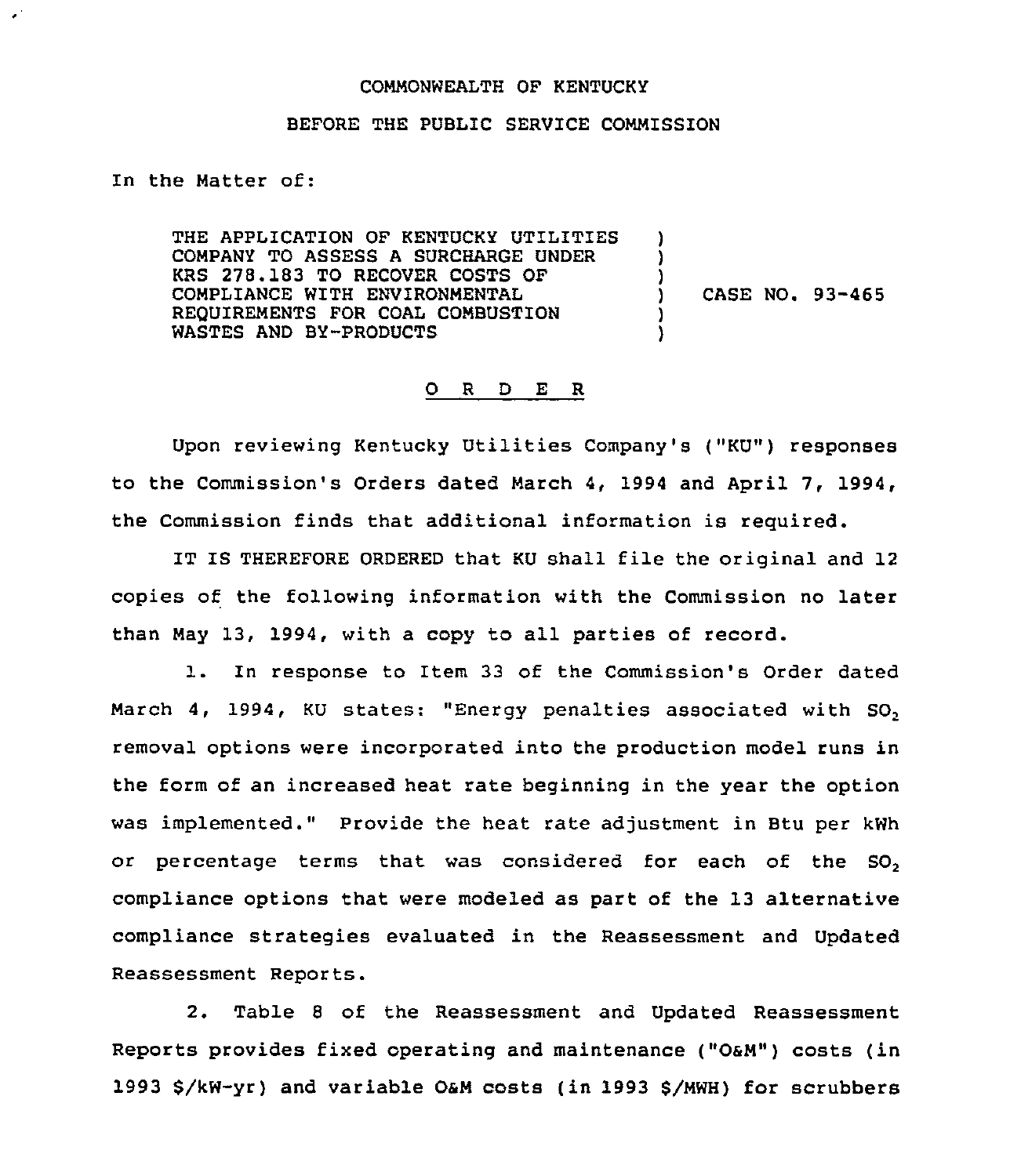COMMONWEALTH OF KENTUCKY

BEFORE THE PUBLIC SERVICE COMMISSION

In the Matter of:

| | | |
|---|---|---|
| THE APPLICATION OF KENTUCKY UTILITIES COMPANY TO ASSESS A SURCHARGE UNDER KRS 278.183 TO RECOVER COSTS OF COMPLIANCE WITH ENVIRONMENTAL REQUIREMENTS FOR COAL COMBUSTION WASTES AND BY-PRODUCTS | ) | CASE NO. 93-465 |

## O R D E R

Upon reviewing Kentucky Utilities Company's ("KU") responses to the Commission's Orders dated March 4, 1994 and April 7, 1994, the Commission finds that additional information is required.

IT IS THEREFORE ORDERED that KU shall file the original and 12 copies of the following information with the Commission no later than May 13, 1994, with a copy to all parties of record.

1. In response to Item 33 of the Commission's Order dated March 4, 1994, KU states: "Energy penalties associated with $SO_2$ removal options were incorporated into the production model runs in the form of an increased heat rate beginning in the year the option was implemented." Provide the heat rate adjustment in Btu per kWh or percentage terms that was considered for each of the $SO_2$ compliance options that were modeled as part of the 13 alternative compliance strategies evaluated in the Reassessment and Updated Reassessment Reports.

2. Table 8 of the Reassessment and Updated Reassessment Reports provides fixed operating and maintenance ("O&M") costs (in 1993 $/kW-yr) and variable O&M costs (in 1993 $/MWH) for scrubbers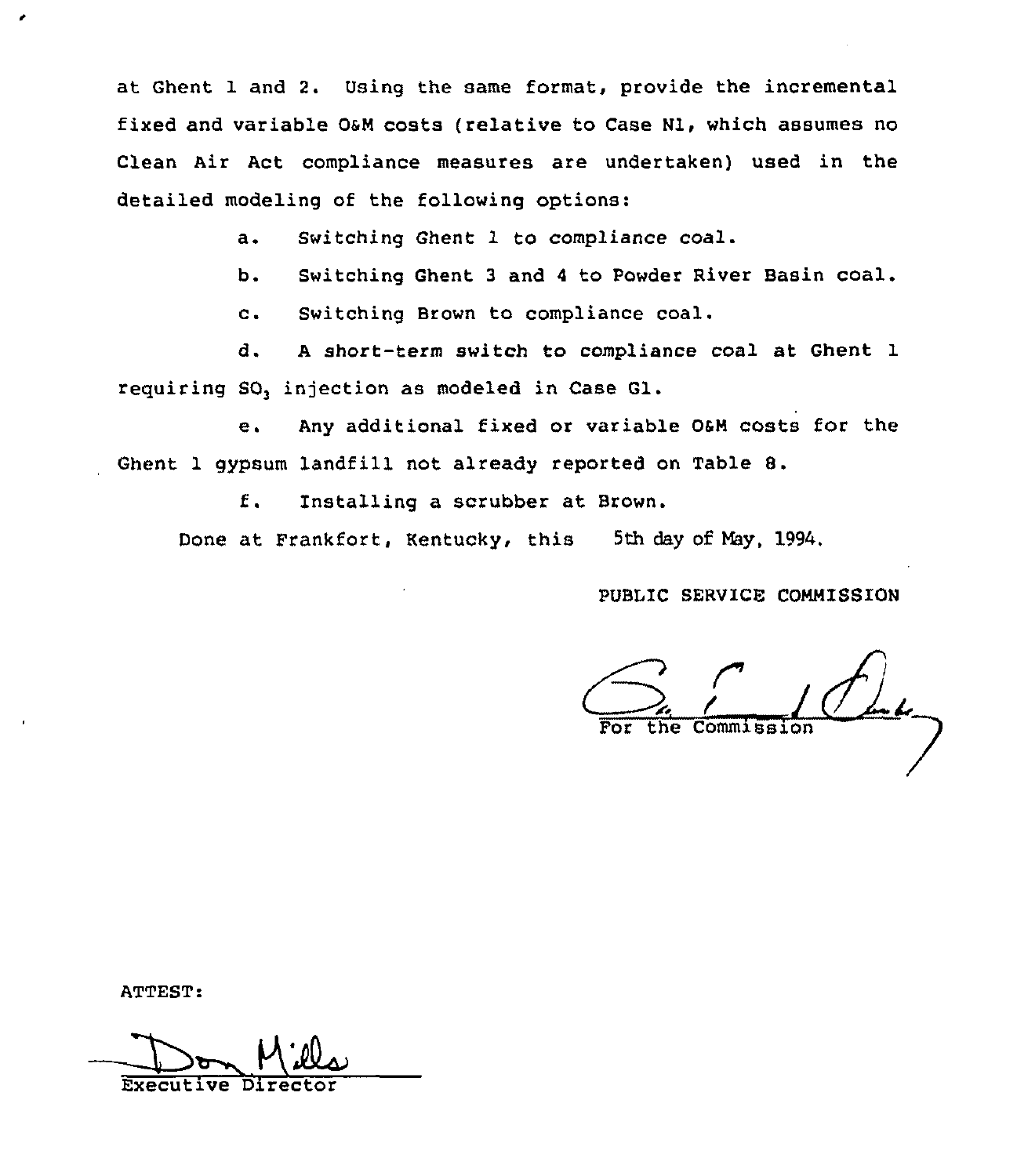at Ghent 1 and 2. Using the same format, provide the incremental fixed and variable O&M costs (relative to Case N1, which assumes no Clean Air Act compliance measures are undertaken) used in the detailed modeling of the following options:

a. Switching Ghent 1 to compliance coal.

b. Switching Ghent 3 and 4 to Powder River Basin coal.

c. Switching Brown to compliance coal.

d. A short-term switch to compliance coal at Ghent 1 requiring $SO_3$ injection as modeled in Case G1.

e. Any additional fixed or variable O&M costs for the Ghent 1 gypsum landfill not already reported on Table 8.

f. Installing a scrubber at Brown.

Done at Frankfort, Kentucky, this 5th day of May, 1994.

PUBLIC SERVICE COMMISSION

For the Commission

ATTEST:

Executive Director